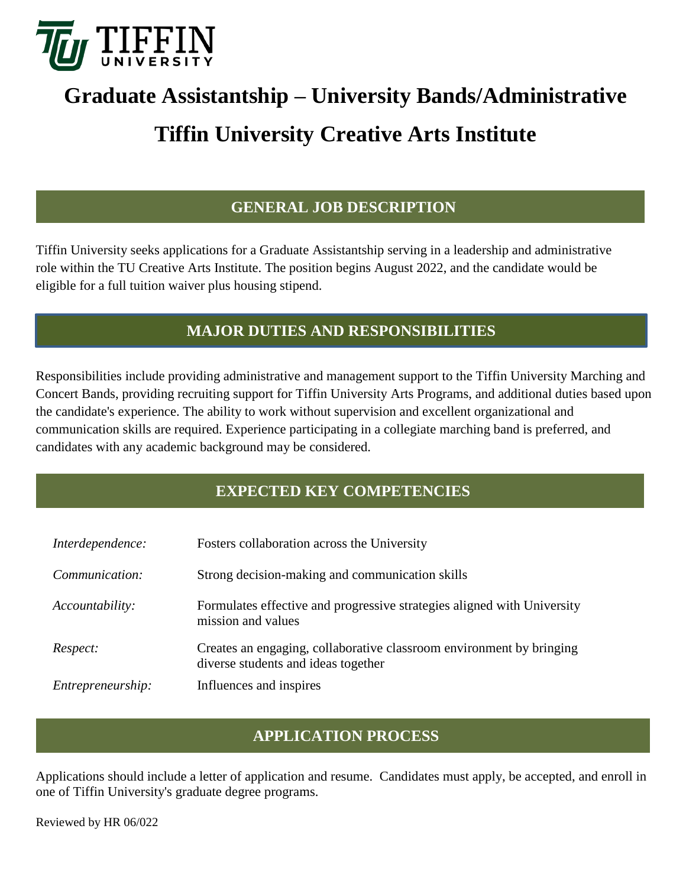TIFFIN UNIVERSITY

# Graduate Assistantship – University Bands/Administrative

# Tiffin University Creative Arts Institute

## GENERAL JOB DESCRIPTION

Tiffin University seeks applications for a Graduate Assistantship serving in a leadership and administrative role within the TU Creative Arts Institute. The position begins August 2022, and the candidate would be eligible for a full tuition waiver plus housing stipend.

## MAJOR DUTIES AND RESPONSIBILITIES

Responsibilities include providing administrative and management support to the Tiffin University Marching and Concert Bands, providing recruiting support for Tiffin University Arts Programs, and additional duties based upon the candidate's experience. The ability to work without supervision and excellent organizational and communication skills are required. Experience participating in a collegiate marching band is preferred, and candidates with any academic background may be considered.

## EXPECTED KEY COMPETENCIES

| | |
|---|---|
| *Interdependence:* | Fosters collaboration across the University |
| *Communication:* | Strong decision-making and communication skills |
| *Accountability:* | Formulates effective and progressive strategies aligned with University mission and values |
| *Respect:* | Creates an engaging, collaborative classroom environment by bringing diverse students and ideas together |
| *Entrepreneurship:* | Influences and inspires |

## APPLICATION PROCESS

Applications should include a letter of application and resume. Candidates must apply, be accepted, and enroll in one of Tiffin University's graduate degree programs.

Reviewed by HR 06/022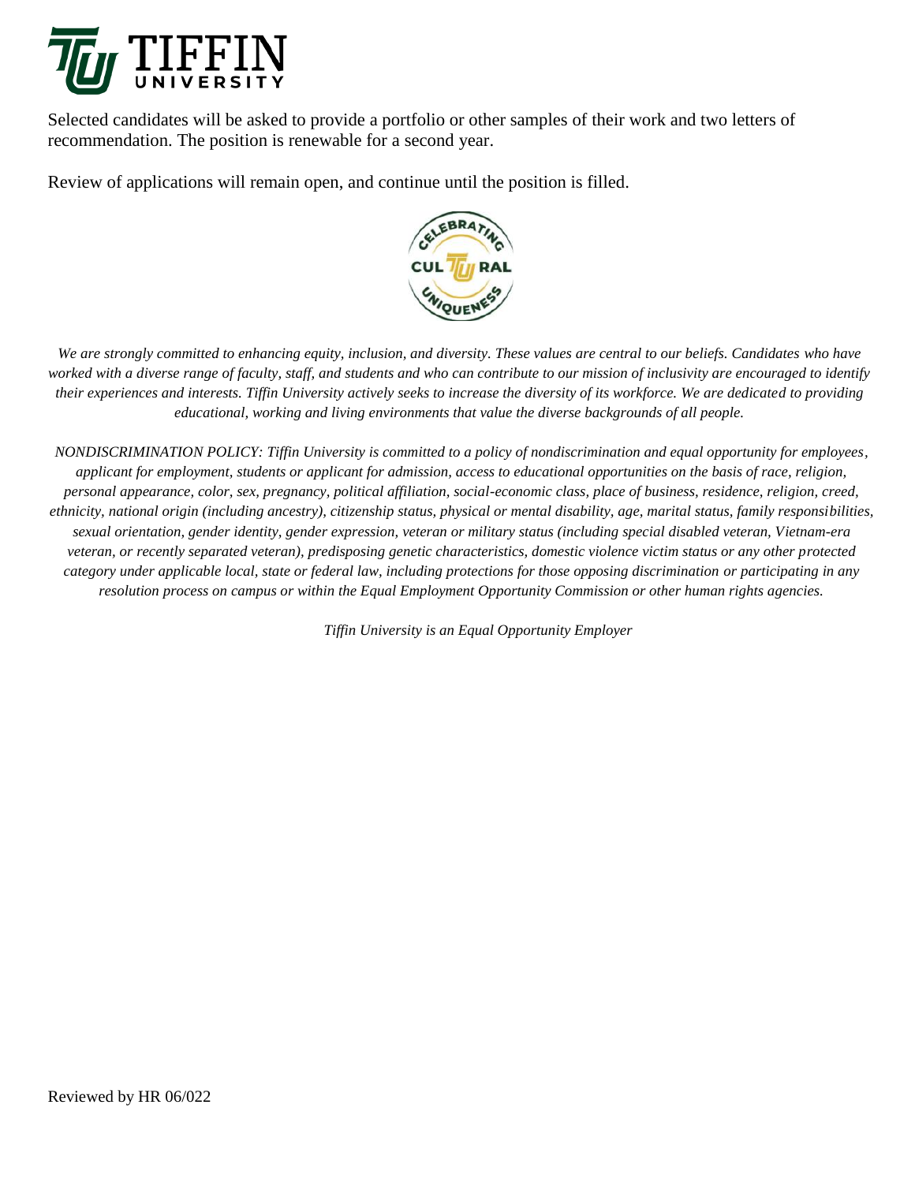Selected candidates will be asked to provide a portfolio or other samples of their work and two letters of recommendation. The position is renewable for a second year.

Review of applications will remain open, and continue until the position is filled.

*We are strongly committed to enhancing equity, inclusion, and diversity. These values are central to our beliefs. Candidates who have worked with a diverse range of faculty, staff, and students and who can contribute to our mission of inclusivity are encouraged to identify their experiences and interests. Tiffin University actively seeks to increase the diversity of its workforce. We are dedicated to providing educational, working and living environments that value the diverse backgrounds of all people.*

*NONDISCRIMINATION POLICY: Tiffin University is committed to a policy of nondiscrimination and equal opportunity for employees, applicant for employment, students or applicant for admission, access to educational opportunities on the basis of race, religion, personal appearance, color, sex, pregnancy, political affiliation, social-economic class, place of business, residence, religion, creed, ethnicity, national origin (including ancestry), citizenship status, physical or mental disability, age, marital status, family responsibilities, sexual orientation, gender identity, gender expression, veteran or military status (including special disabled veteran, Vietnam-era veteran, or recently separated veteran), predisposing genetic characteristics, domestic violence victim status or any other protected category under applicable local, state or federal law, including protections for those opposing discrimination or participating in any resolution process on campus or within the Equal Employment Opportunity Commission or other human rights agencies.*

*Tiffin University is an Equal Opportunity Employer*

Reviewed by HR 06/022